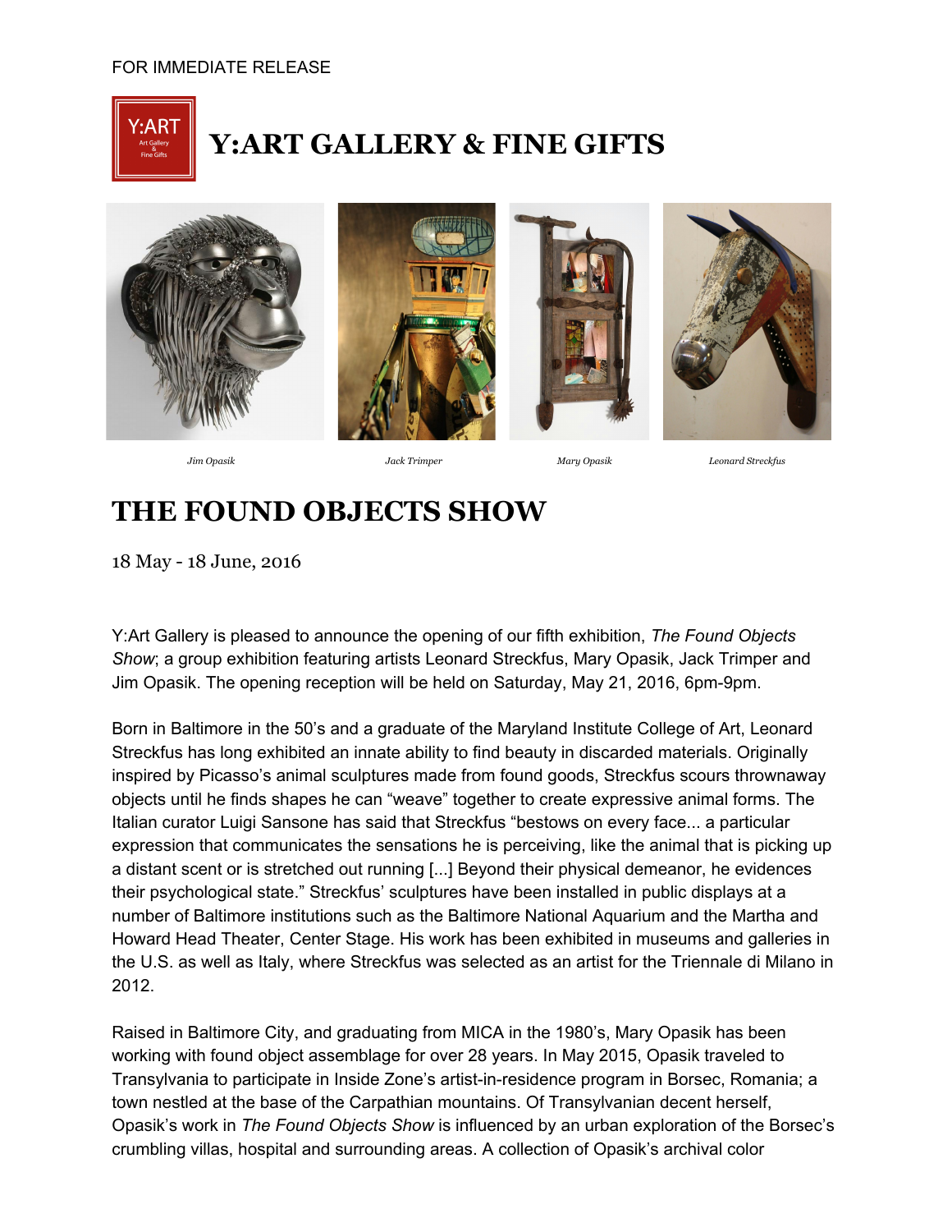FOR IMMEDIATE RELEASE

# Y:ART GALLERY & FINE GIFTS

*Jim Opasik* *Jack Trimper* *Mary Opasik* *Leonard Streckfus*

# THE FOUND OBJECTS SHOW

18 May - 18 June, 2016

Y:Art Gallery is pleased to announce the opening of our fifth exhibition, *The Found Objects Show*; a group exhibition featuring artists Leonard Streckfus, Mary Opasik, Jack Trimper and Jim Opasik. The opening reception will be held on Saturday, May 21, 2016, 6pm-9pm.

Born in Baltimore in the 50's and a graduate of the Maryland Institute College of Art, Leonard Streckfus has long exhibited an innate ability to find beauty in discarded materials. Originally inspired by Picasso's animal sculptures made from found goods, Streckfus scours thrownaway objects until he finds shapes he can "weave" together to create expressive animal forms. The Italian curator Luigi Sansone has said that Streckfus "bestows on every face... a particular expression that communicates the sensations he is perceiving, like the animal that is picking up a distant scent or is stretched out running [...] Beyond their physical demeanor, he evidences their psychological state." Streckfus' sculptures have been installed in public displays at a number of Baltimore institutions such as the Baltimore National Aquarium and the Martha and Howard Head Theater, Center Stage. His work has been exhibited in museums and galleries in the U.S. as well as Italy, where Streckfus was selected as an artist for the Triennale di Milano in 2012.

Raised in Baltimore City, and graduating from MICA in the 1980's, Mary Opasik has been working with found object assemblage for over 28 years. In May 2015, Opasik traveled to Transylvania to participate in Inside Zone's artist-in-residence program in Borsec, Romania; a town nestled at the base of the Carpathian mountains. Of Transylvanian decent herself, Opasik's work in *The Found Objects Show* is influenced by an urban exploration of the Borsec's crumbling villas, hospital and surrounding areas. A collection of Opasik's archival color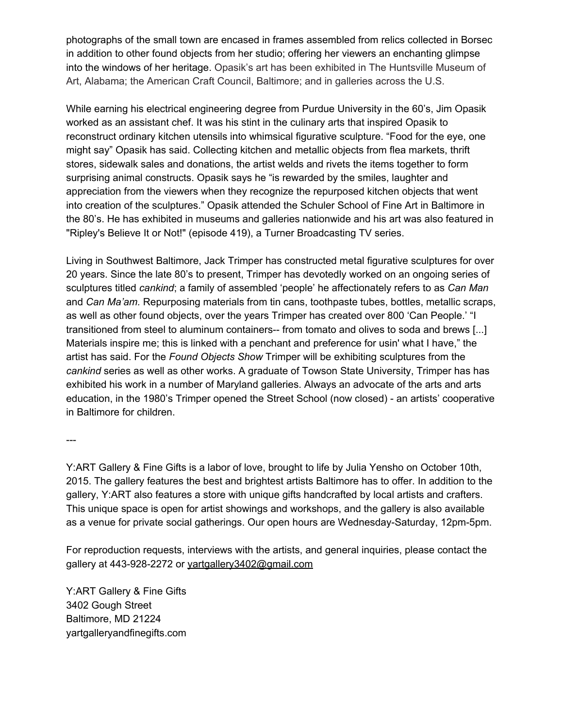photographs of the small town are encased in frames assembled from relics collected in Borsec in addition to other found objects from her studio; offering her viewers an enchanting glimpse into the windows of her heritage. Opasik's art has been exhibited in The Huntsville Museum of Art, Alabama; the American Craft Council, Baltimore; and in galleries across the U.S.

While earning his electrical engineering degree from Purdue University in the 60's, Jim Opasik worked as an assistant chef. It was his stint in the culinary arts that inspired Opasik to reconstruct ordinary kitchen utensils into whimsical figurative sculpture. "Food for the eye, one might say" Opasik has said. Collecting kitchen and metallic objects from flea markets, thrift stores, sidewalk sales and donations, the artist welds and rivets the items together to form surprising animal constructs. Opasik says he "is rewarded by the smiles, laughter and appreciation from the viewers when they recognize the repurposed kitchen objects that went into creation of the sculptures." Opasik attended the Schuler School of Fine Art in Baltimore in the 80's. He has exhibited in museums and galleries nationwide and his art was also featured in "Ripley's Believe It or Not!" (episode 419), a Turner Broadcasting TV series.

Living in Southwest Baltimore, Jack Trimper has constructed metal figurative sculptures for over 20 years. Since the late 80's to present, Trimper has devotedly worked on an ongoing series of sculptures titled *cankind*; a family of assembled 'people' he affectionately refers to as *Can Man* and *Can Ma'am.* Repurposing materials from tin cans, toothpaste tubes, bottles, metallic scraps, as well as other found objects, over the years Trimper has created over 800 'Can People.' "I transitioned from steel to aluminum containers-- from tomato and olives to soda and brews [...] Materials inspire me; this is linked with a penchant and preference for usin' what I have," the artist has said. For the *Found Objects Show* Trimper will be exhibiting sculptures from the *cankind* series as well as other works. A graduate of Towson State University, Trimper has has exhibited his work in a number of Maryland galleries. Always an advocate of the arts and arts education, in the 1980's Trimper opened the Street School (now closed) - an artists' cooperative in Baltimore for children.

---

Y:ART Gallery & Fine Gifts is a labor of love, brought to life by Julia Yensho on October 10th, 2015. The gallery features the best and brightest artists Baltimore has to offer. In addition to the gallery, Y:ART also features a store with unique gifts handcrafted by local artists and crafters. This unique space is open for artist showings and workshops, and the gallery is also available as a venue for private social gatherings. Our open hours are Wednesday-Saturday, 12pm-5pm.

For reproduction requests, interviews with the artists, and general inquiries, please contact the gallery at 443-928-2272 or yartgallery3402@gmail.com

Y:ART Gallery & Fine Gifts
3402 Gough Street
Baltimore, MD 21224
yartgalleryandfinegifts.com